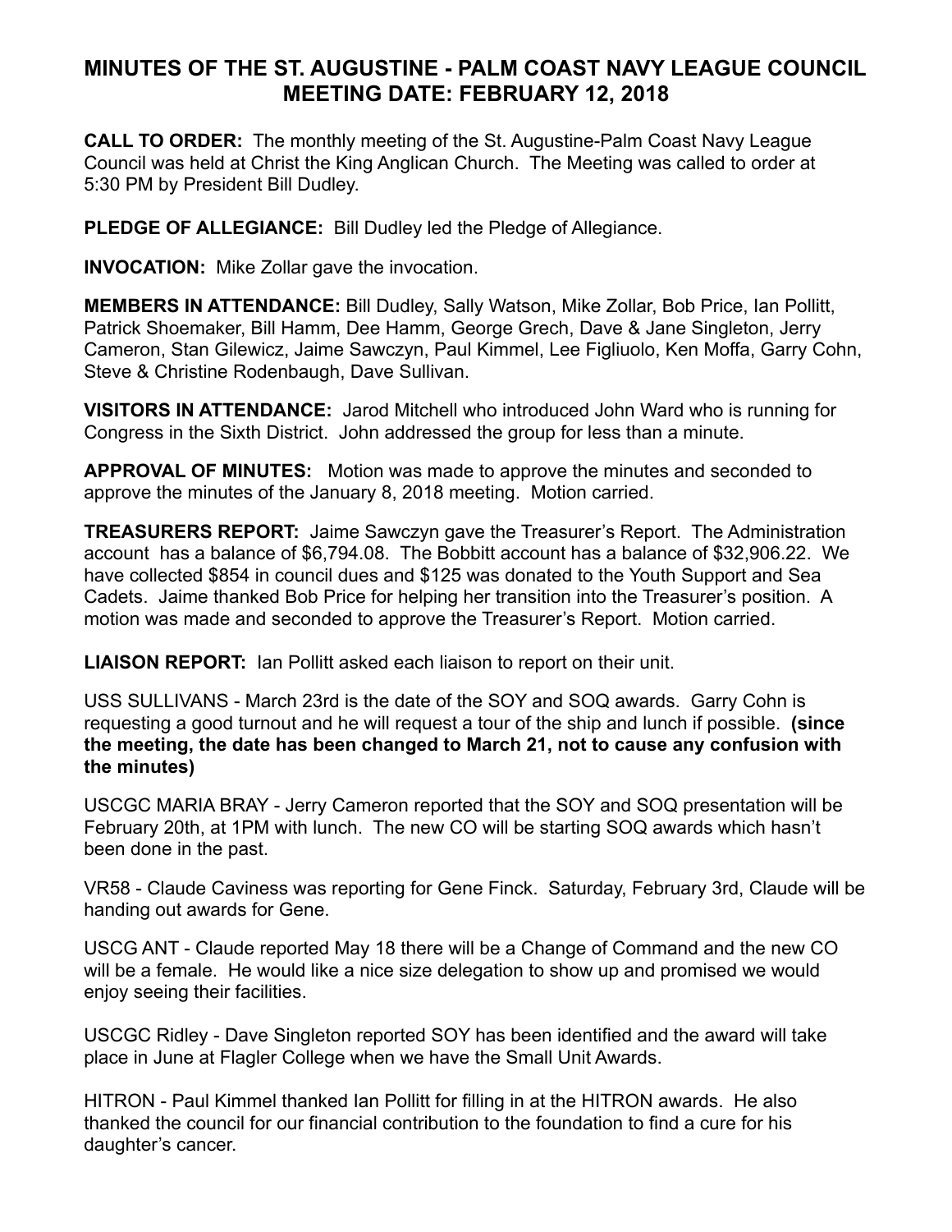# MINUTES OF THE ST. AUGUSTINE - PALM COAST NAVY LEAGUE COUNCIL
# MEETING DATE: FEBRUARY 12, 2018

**CALL TO ORDER:** The monthly meeting of the St. Augustine-Palm Coast Navy League Council was held at Christ the King Anglican Church. The Meeting was called to order at 5:30 PM by President Bill Dudley.

**PLEDGE OF ALLEGIANCE:** Bill Dudley led the Pledge of Allegiance.

**INVOCATION:** Mike Zollar gave the invocation.

**MEMBERS IN ATTENDANCE:** Bill Dudley, Sally Watson, Mike Zollar, Bob Price, Ian Pollitt, Patrick Shoemaker, Bill Hamm, Dee Hamm, George Grech, Dave & Jane Singleton, Jerry Cameron, Stan Gilewicz, Jaime Sawczyn, Paul Kimmel, Lee Figliuolo, Ken Moffa, Garry Cohn, Steve & Christine Rodenbaugh, Dave Sullivan.

**VISITORS IN ATTENDANCE:** Jarod Mitchell who introduced John Ward who is running for Congress in the Sixth District. John addressed the group for less than a minute.

**APPROVAL OF MINUTES:** Motion was made to approve the minutes and seconded to approve the minutes of the January 8, 2018 meeting. Motion carried.

**TREASURERS REPORT:** Jaime Sawczyn gave the Treasurer's Report. The Administration account has a balance of $6,794.08. The Bobbitt account has a balance of $32,906.22. We have collected $854 in council dues and $125 was donated to the Youth Support and Sea Cadets. Jaime thanked Bob Price for helping her transition into the Treasurer's position. A motion was made and seconded to approve the Treasurer's Report. Motion carried.

**LIAISON REPORT:** Ian Pollitt asked each liaison to report on their unit.

USS SULLIVANS - March 23rd is the date of the SOY and SOQ awards. Garry Cohn is requesting a good turnout and he will request a tour of the ship and lunch if possible. **(since the meeting, the date has been changed to March 21, not to cause any confusion with the minutes)**

USCGC MARIA BRAY - Jerry Cameron reported that the SOY and SOQ presentation will be February 20th, at 1PM with lunch. The new CO will be starting SOQ awards which hasn't been done in the past.

VR58 - Claude Caviness was reporting for Gene Finck. Saturday, February 3rd, Claude will be handing out awards for Gene.

USCG ANT - Claude reported May 18 there will be a Change of Command and the new CO will be a female. He would like a nice size delegation to show up and promised we would enjoy seeing their facilities.

USCGC Ridley - Dave Singleton reported SOY has been identified and the award will take place in June at Flagler College when we have the Small Unit Awards.

HITRON - Paul Kimmel thanked Ian Pollitt for filling in at the HITRON awards. He also thanked the council for our financial contribution to the foundation to find a cure for his daughter's cancer.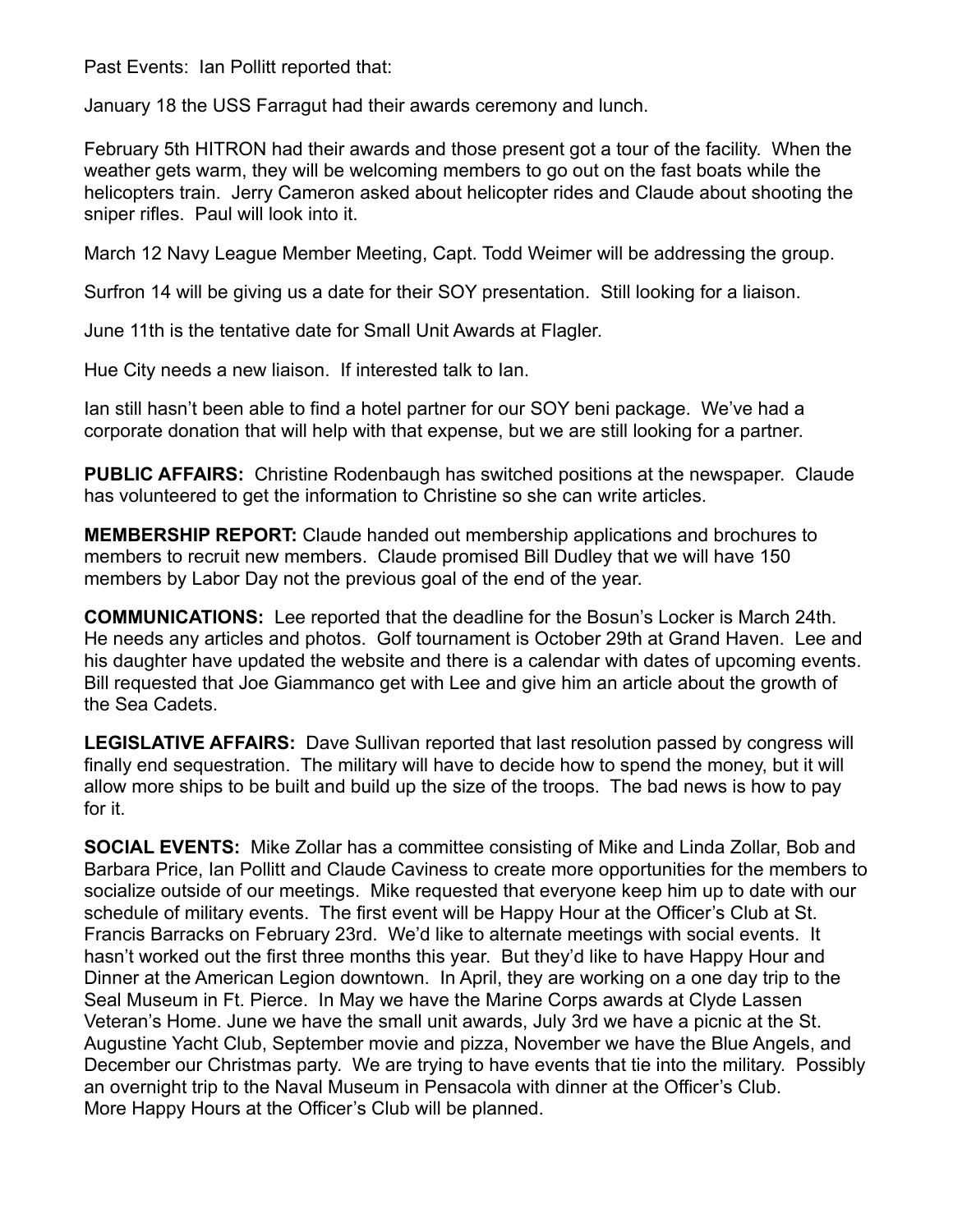Past Events: Ian Pollitt reported that:

January 18 the USS Farragut had their awards ceremony and lunch.

February 5th HITRON had their awards and those present got a tour of the facility. When the weather gets warm, they will be welcoming members to go out on the fast boats while the helicopters train. Jerry Cameron asked about helicopter rides and Claude about shooting the sniper rifles. Paul will look into it.

March 12 Navy League Member Meeting, Capt. Todd Weimer will be addressing the group.

Surfron 14 will be giving us a date for their SOY presentation. Still looking for a liaison.

June 11th is the tentative date for Small Unit Awards at Flagler.

Hue City needs a new liaison. If interested talk to Ian.

Ian still hasn't been able to find a hotel partner for our SOY beni package. We've had a corporate donation that will help with that expense, but we are still looking for a partner.

**PUBLIC AFFAIRS:** Christine Rodenbaugh has switched positions at the newspaper. Claude has volunteered to get the information to Christine so she can write articles.

**MEMBERSHIP REPORT:** Claude handed out membership applications and brochures to members to recruit new members. Claude promised Bill Dudley that we will have 150 members by Labor Day not the previous goal of the end of the year.

**COMMUNICATIONS:** Lee reported that the deadline for the Bosun's Locker is March 24th. He needs any articles and photos. Golf tournament is October 29th at Grand Haven. Lee and his daughter have updated the website and there is a calendar with dates of upcoming events. Bill requested that Joe Giammanco get with Lee and give him an article about the growth of the Sea Cadets.

**LEGISLATIVE AFFAIRS:** Dave Sullivan reported that last resolution passed by congress will finally end sequestration. The military will have to decide how to spend the money, but it will allow more ships to be built and build up the size of the troops. The bad news is how to pay for it.

**SOCIAL EVENTS:** Mike Zollar has a committee consisting of Mike and Linda Zollar, Bob and Barbara Price, Ian Pollitt and Claude Caviness to create more opportunities for the members to socialize outside of our meetings. Mike requested that everyone keep him up to date with our schedule of military events. The first event will be Happy Hour at the Officer's Club at St. Francis Barracks on February 23rd. We'd like to alternate meetings with social events. It hasn't worked out the first three months this year. But they'd like to have Happy Hour and Dinner at the American Legion downtown. In April, they are working on a one day trip to the Seal Museum in Ft. Pierce. In May we have the Marine Corps awards at Clyde Lassen Veteran's Home. June we have the small unit awards, July 3rd we have a picnic at the St. Augustine Yacht Club, September movie and pizza, November we have the Blue Angels, and December our Christmas party. We are trying to have events that tie into the military. Possibly an overnight trip to the Naval Museum in Pensacola with dinner at the Officer's Club. More Happy Hours at the Officer's Club will be planned.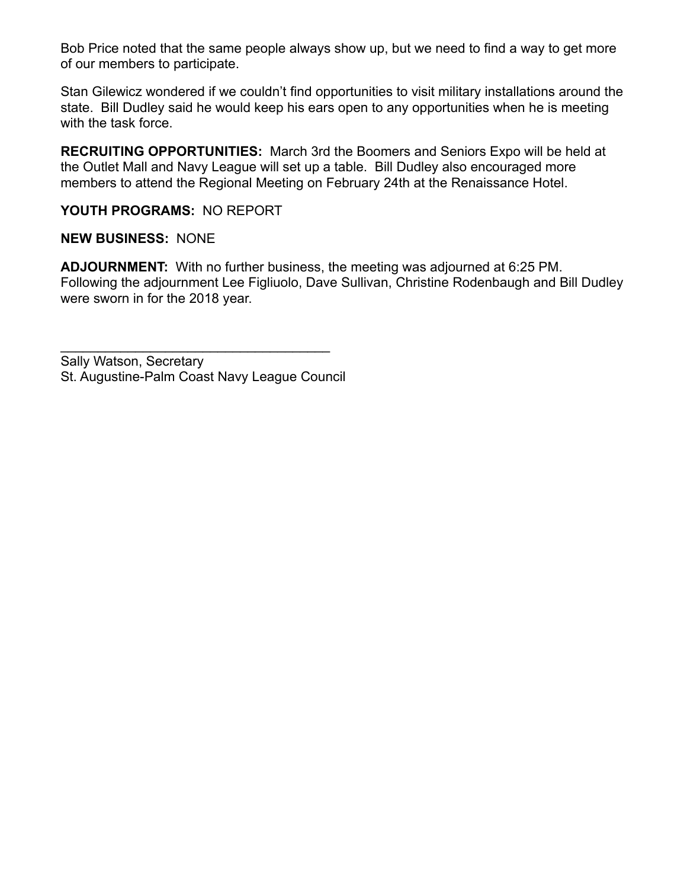Bob Price noted that the same people always show up, but we need to find a way to get more of our members to participate.

Stan Gilewicz wondered if we couldn't find opportunities to visit military installations around the state. Bill Dudley said he would keep his ears open to any opportunities when he is meeting with the task force.

**RECRUITING OPPORTUNITIES:** March 3rd the Boomers and Seniors Expo will be held at the Outlet Mall and Navy League will set up a table. Bill Dudley also encouraged more members to attend the Regional Meeting on February 24th at the Renaissance Hotel.

**YOUTH PROGRAMS:** NO REPORT

**NEW BUSINESS:** NONE

**ADJOURNMENT:** With no further business, the meeting was adjourned at 6:25 PM. Following the adjournment Lee Figliuolo, Dave Sullivan, Christine Rodenbaugh and Bill Dudley were sworn in for the 2018 year.

\_\_\_\_\_\_\_\_\_\_\_\_\_\_\_\_\_\_\_\_\_\_\_\_\_\_\_\_\_\_\_\_\_\_\_\_

Sally Watson, Secretary
St. Augustine-Palm Coast Navy League Council